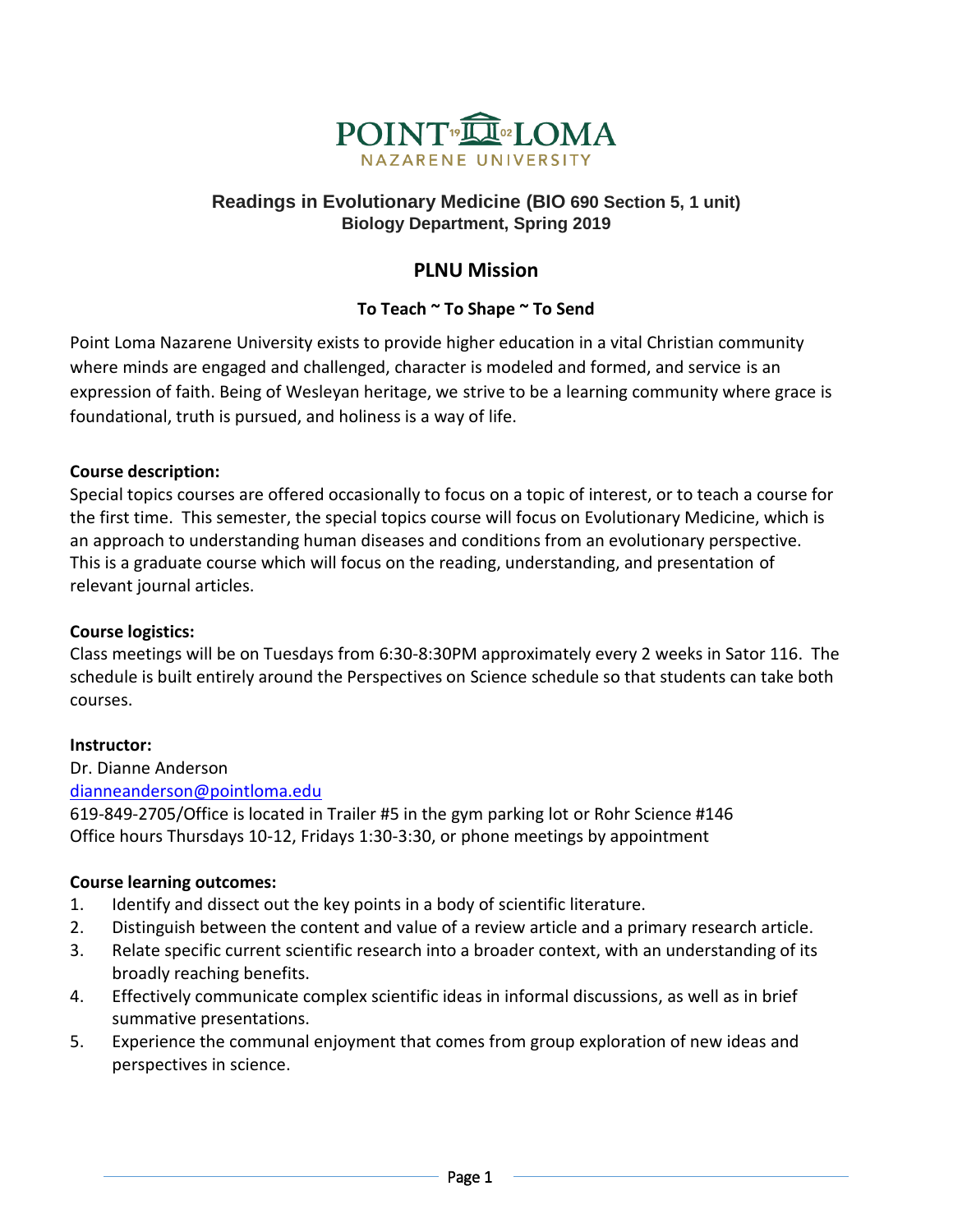# Readings in Evolutionary Medicine (BIO 690 Section 5, 1 unit)

**Biology Department, Spring 2019**

## PLNU Mission

**To Teach ~ To Shape ~ To Send**

Point Loma Nazarene University exists to provide higher education in a vital Christian community where minds are engaged and challenged, character is modeled and formed, and service is an expression of faith. Being of Wesleyan heritage, we strive to be a learning community where grace is foundational, truth is pursued, and holiness is a way of life.

**Course description:**

Special topics courses are offered occasionally to focus on a topic of interest, or to teach a course for the first time. This semester, the special topics course will focus on Evolutionary Medicine, which is an approach to understanding human diseases and conditions from an evolutionary perspective. This is a graduate course which will focus on the reading, understanding, and presentation of relevant journal articles.

**Course logistics:**

Class meetings will be on Tuesdays from 6:30-8:30PM approximately every 2 weeks in Sator 116. The schedule is built entirely around the Perspectives on Science schedule so that students can take both courses.

**Instructor:**

Dr. Dianne Anderson

dianneanderson@pointloma.edu

619-849-2705/Office is located in Trailer #5 in the gym parking lot or Rohr Science #146

Office hours Thursdays 10-12, Fridays 1:30-3:30, or phone meetings by appointment

**Course learning outcomes:**

1. Identify and dissect out the key points in a body of scientific literature.
2. Distinguish between the content and value of a review article and a primary research article.
3. Relate specific current scientific research into a broader context, with an understanding of its broadly reaching benefits.
4. Effectively communicate complex scientific ideas in informal discussions, as well as in brief summative presentations.
5. Experience the communal enjoyment that comes from group exploration of new ideas and perspectives in science.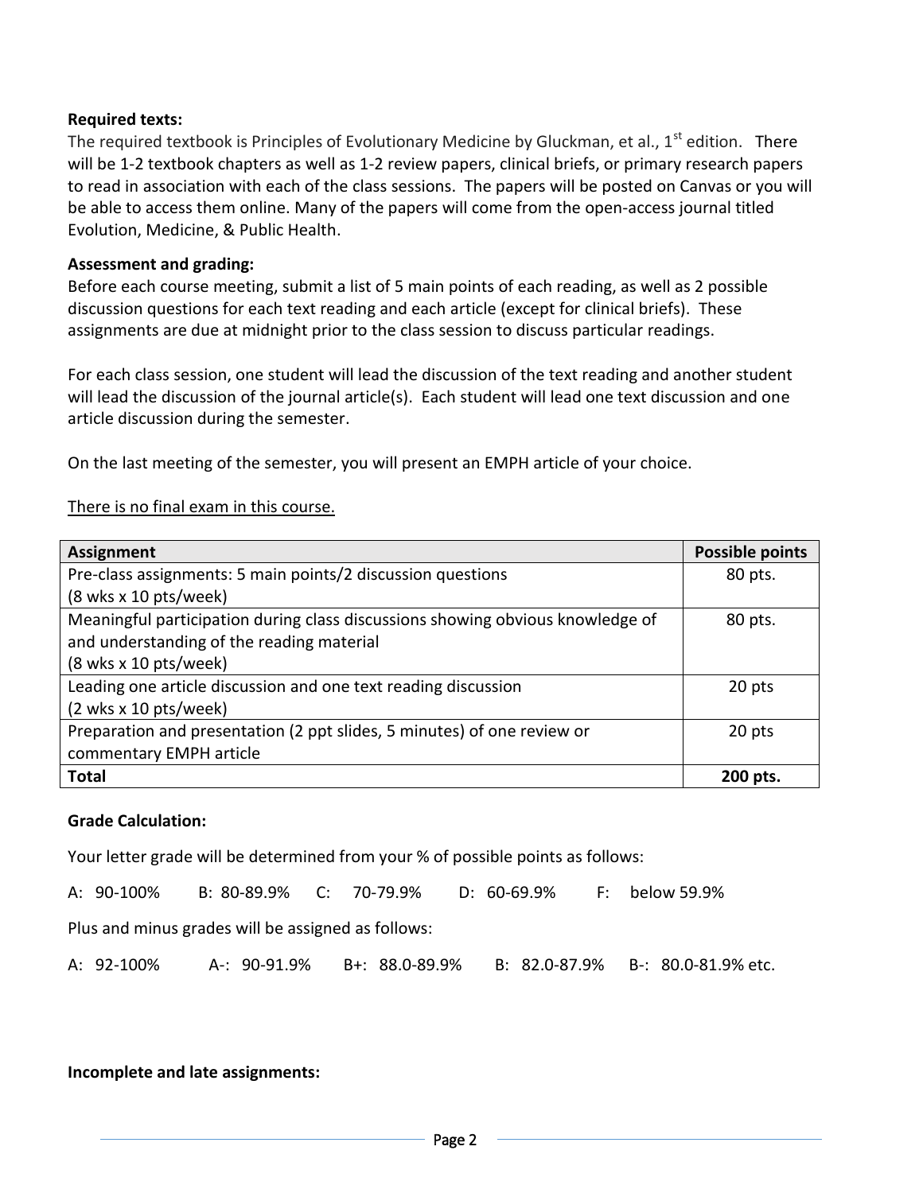**Required texts:**

The required textbook is Principles of Evolutionary Medicine by Gluckman, et al., 1st edition. There will be 1-2 textbook chapters as well as 1-2 review papers, clinical briefs, or primary research papers to read in association with each of the class sessions. The papers will be posted on Canvas or you will be able to access them online. Many of the papers will come from the open-access journal titled Evolution, Medicine, & Public Health.

**Assessment and grading:**

Before each course meeting, submit a list of 5 main points of each reading, as well as 2 possible discussion questions for each text reading and each article (except for clinical briefs). These assignments are due at midnight prior to the class session to discuss particular readings.

For each class session, one student will lead the discussion of the text reading and another student will lead the discussion of the journal article(s). Each student will lead one text discussion and one article discussion during the semester.

On the last meeting of the semester, you will present an EMPH article of your choice.

<u>There is no final exam in this course.</u>

| Assignment | Possible points |
|---|---|
| Pre-class assignments: 5 main points/2 discussion questions (8 wks x 10 pts/week) | 80 pts. |
| Meaningful participation during class discussions showing obvious knowledge of and understanding of the reading material (8 wks x 10 pts/week) | 80 pts. |
| Leading one article discussion and one text reading discussion (2 wks x 10 pts/week) | 20 pts |
| Preparation and presentation (2 ppt slides, 5 minutes) of one review or commentary EMPH article | 20 pts |
| **Total** | **200 pts.** |

**Grade Calculation:**

Your letter grade will be determined from your % of possible points as follows:

A: 90-100% B: 80-89.9% C: 70-79.9% D: 60-69.9% F: below 59.9%

Plus and minus grades will be assigned as follows:

A: 92-100% A-: 90-91.9% B+: 88.0-89.9% B: 82.0-87.9% B-: 80.0-81.9% etc.

**Incomplete and late assignments:**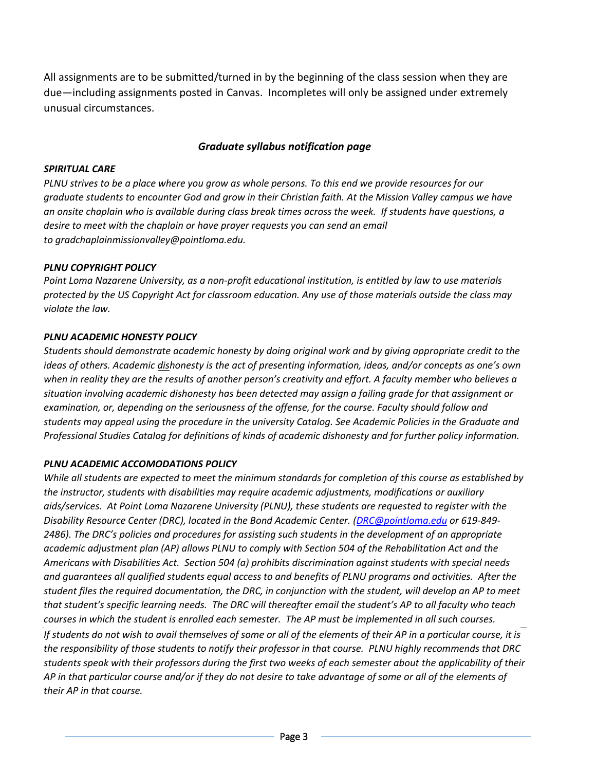All assignments are to be submitted/turned in by the beginning of the class session when they are due—including assignments posted in Canvas. Incompletes will only be assigned under extremely unusual circumstances.

### *Graduate syllabus notification page*

***SPIRITUAL CARE***

*PLNU strives to be a place where you grow as whole persons. To this end we provide resources for our graduate students to encounter God and grow in their Christian faith. At the Mission Valley campus we have an onsite chaplain who is available during class break times across the week. If students have questions, a desire to meet with the chaplain or have prayer requests you can send an email to gradchaplainmissionvalley@pointloma.edu.*

***PLNU COPYRIGHT POLICY***

*Point Loma Nazarene University, as a non-profit educational institution, is entitled by law to use materials protected by the US Copyright Act for classroom education. Any use of those materials outside the class may violate the law.*

***PLNU ACADEMIC HONESTY POLICY***

*Students should demonstrate academic honesty by doing original work and by giving appropriate credit to the ideas of others. Academic dishonesty is the act of presenting information, ideas, and/or concepts as one's own when in reality they are the results of another person's creativity and effort. A faculty member who believes a situation involving academic dishonesty has been detected may assign a failing grade for that assignment or examination, or, depending on the seriousness of the offense, for the course. Faculty should follow and students may appeal using the procedure in the university Catalog. See Academic Policies in the Graduate and Professional Studies Catalog for definitions of kinds of academic dishonesty and for further policy information.*

***PLNU ACADEMIC ACCOMODATIONS POLICY***

*While all students are expected to meet the minimum standards for completion of this course as established by the instructor, students with disabilities may require academic adjustments, modifications or auxiliary aids/services. At Point Loma Nazarene University (PLNU), these students are requested to register with the Disability Resource Center (DRC), located in the Bond Academic Center. (DRC@pointloma.edu or 619-849-2486). The DRC's policies and procedures for assisting such students in the development of an appropriate academic adjustment plan (AP) allows PLNU to comply with Section 504 of the Rehabilitation Act and the Americans with Disabilities Act. Section 504 (a) prohibits discrimination against students with special needs and guarantees all qualified students equal access to and benefits of PLNU programs and activities. After the student files the required documentation, the DRC, in conjunction with the student, will develop an AP to meet that student's specific learning needs. The DRC will thereafter email the student's AP to all faculty who teach courses in which the student is enrolled each semester. The AP must be implemented in all such courses. If students do not wish to avail themselves of some or all of the elements of their AP in a particular course, it is the responsibility of those students to notify their professor in that course. PLNU highly recommends that DRC students speak with their professors during the first two weeks of each semester about the applicability of their AP in that particular course and/or if they do not desire to take advantage of some or all of the elements of their AP in that course.*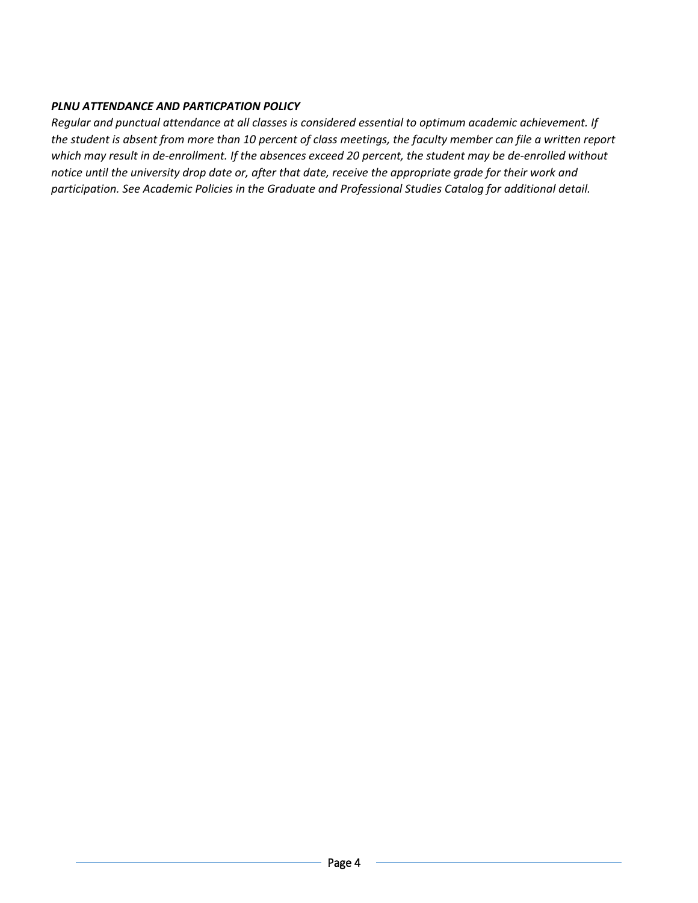### *PLNU ATTENDANCE AND PARTICPATION POLICY*

*Regular and punctual attendance at all classes is considered essential to optimum academic achievement. If the student is absent from more than 10 percent of class meetings, the faculty member can file a written report which may result in de-enrollment. If the absences exceed 20 percent, the student may be de-enrolled without notice until the university drop date or, after that date, receive the appropriate grade for their work and participation. See Academic Policies in the Graduate and Professional Studies Catalog for additional detail.*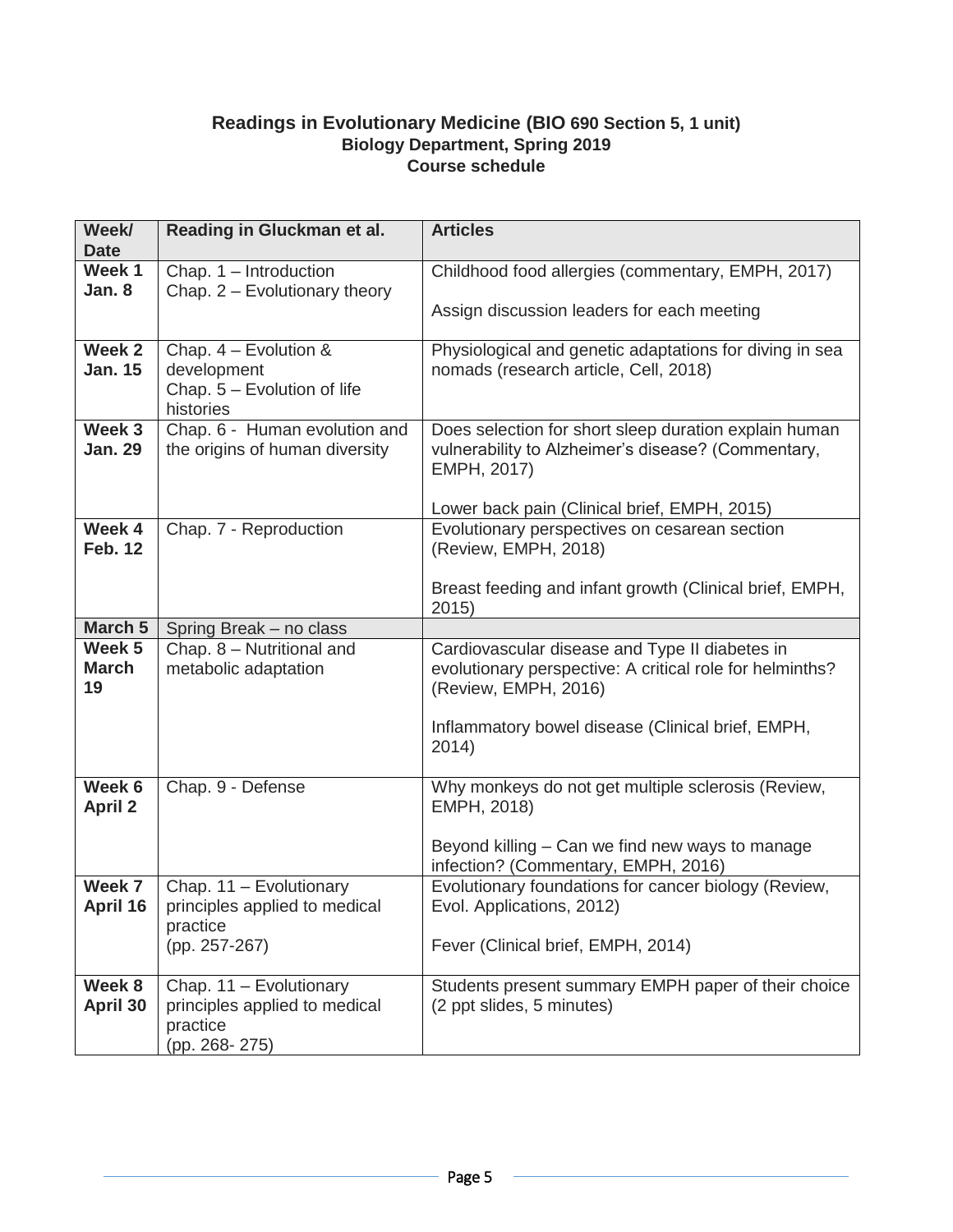**Readings in Evolutionary Medicine (BIO 690 Section 5, 1 unit)**
**Biology Department, Spring 2019**
**Course schedule**

| Week/ Date | Reading in Gluckman et al. | Articles |
|---|---|---|
| **Week 1 Jan. 8** | Chap. 1 – Introduction<br>Chap. 2 – Evolutionary theory | Childhood food allergies (commentary, EMPH, 2017)<br><br>Assign discussion leaders for each meeting |
| **Week 2 Jan. 15** | Chap. 4 – Evolution & development<br>Chap. 5 – Evolution of life histories | Physiological and genetic adaptations for diving in sea nomads (research article, Cell, 2018) |
| **Week 3 Jan. 29** | Chap. 6 - Human evolution and the origins of human diversity | Does selection for short sleep duration explain human vulnerability to Alzheimer's disease? (Commentary, EMPH, 2017)<br><br>Lower back pain (Clinical brief, EMPH, 2015) |
| **Week 4 Feb. 12** | Chap. 7 - Reproduction | Evolutionary perspectives on cesarean section (Review, EMPH, 2018)<br><br>Breast feeding and infant growth (Clinical brief, EMPH, 2015) |
| **March 5** | Spring Break – no class | |
| **Week 5 March 19** | Chap. 8 – Nutritional and metabolic adaptation | Cardiovascular disease and Type II diabetes in evolutionary perspective: A critical role for helminths? (Review, EMPH, 2016)<br><br>Inflammatory bowel disease (Clinical brief, EMPH, 2014) |
| **Week 6 April 2** | Chap. 9 - Defense | Why monkeys do not get multiple sclerosis (Review, EMPH, 2018)<br><br>Beyond killing – Can we find new ways to manage infection? (Commentary, EMPH, 2016) |
| **Week 7 April 16** | Chap. 11 – Evolutionary principles applied to medical practice<br>(pp. 257-267) | Evolutionary foundations for cancer biology (Review, Evol. Applications, 2012)<br><br>Fever (Clinical brief, EMPH, 2014) |
| **Week 8 April 30** | Chap. 11 – Evolutionary principles applied to medical practice<br>(pp. 268- 275) | Students present summary EMPH paper of their choice (2 ppt slides, 5 minutes) |